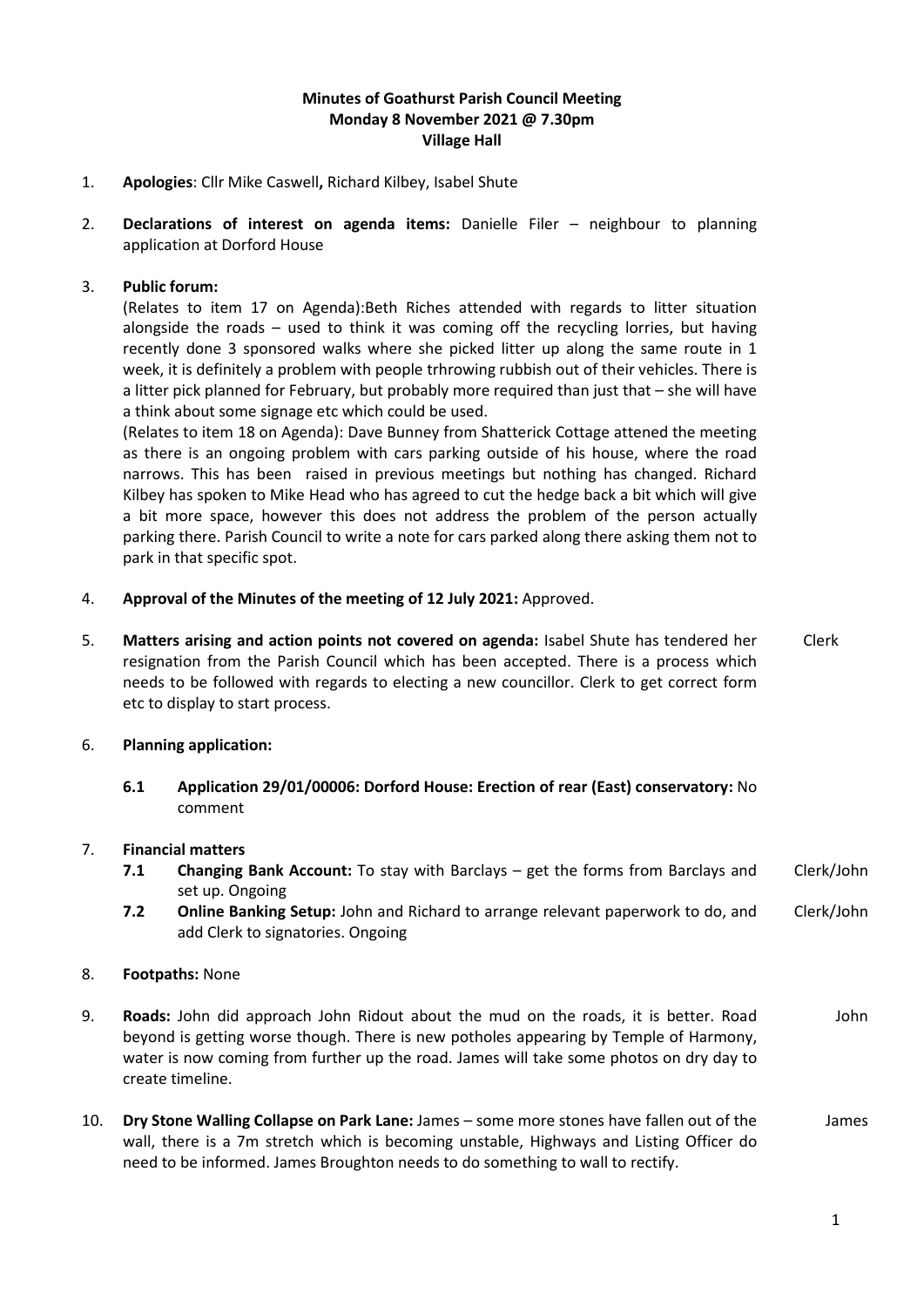**Minutes of Goathurst Parish Council Meeting**
**Monday 8 November 2021 @ 7.30pm**
**Village Hall**

1. **Apologies**: Cllr Mike Caswell**,** Richard Kilbey, Isabel Shute

2. **Declarations of interest on agenda items:** Danielle Filer – neighbour to planning application at Dorford House

3. **Public forum:**
   (Relates to item 17 on Agenda):Beth Riches attended with regards to litter situation alongside the roads – used to think it was coming off the recycling lorries, but having recently done 3 sponsored walks where she picked litter up along the same route in 1 week, it is definitely a problem with people trhrowing rubbish out of their vehicles. There is a litter pick planned for February, but probably more required than just that – she will have a think about some signage etc which could be used.
   (Relates to item 18 on Agenda): Dave Bunney from Shatterick Cottage attened the meeting as there is an ongoing problem with cars parking outside of his house, where the road narrows. This has been raised in previous meetings but nothing has changed. Richard Kilbey has spoken to Mike Head who has agreed to cut the hedge back a bit which will give a bit more space, however this does not address the problem of the person actually parking there. Parish Council to write a note for cars parked along there asking them not to park in that specific spot.

4. **Approval of the Minutes of the meeting of 12 July 2021:** Approved.

5. **Matters arising and action points not covered on agenda:** Isabel Shute has tendered her resignation from the Parish Council which has been accepted. There is a process which needs to be followed with regards to electing a new councillor. Clerk to get correct form etc to display to start process. — *Clerk*

6. **Planning application:**

   **6.1 Application 29/01/00006: Dorford House: Erection of rear (East) conservatory:** No comment

7. **Financial matters**

   **7.1 Changing Bank Account:** To stay with Barclays – get the forms from Barclays and set up. Ongoing — *Clerk/John*

   **7.2 Online Banking Setup:** John and Richard to arrange relevant paperwork to do, and add Clerk to signatories. Ongoing — *Clerk/John*

8. **Footpaths:** None

9. **Roads:** John did approach John Ridout about the mud on the roads, it is better. Road beyond is getting worse though. There is new potholes appearing by Temple of Harmony, water is now coming from further up the road. James will take some photos on dry day to create timeline. — *John*

10. **Dry Stone Walling Collapse on Park Lane:** James – some more stones have fallen out of the wall, there is a 7m stretch which is becoming unstable, Highways and Listing Officer do need to be informed. James Broughton needs to do something to wall to rectify. — *James*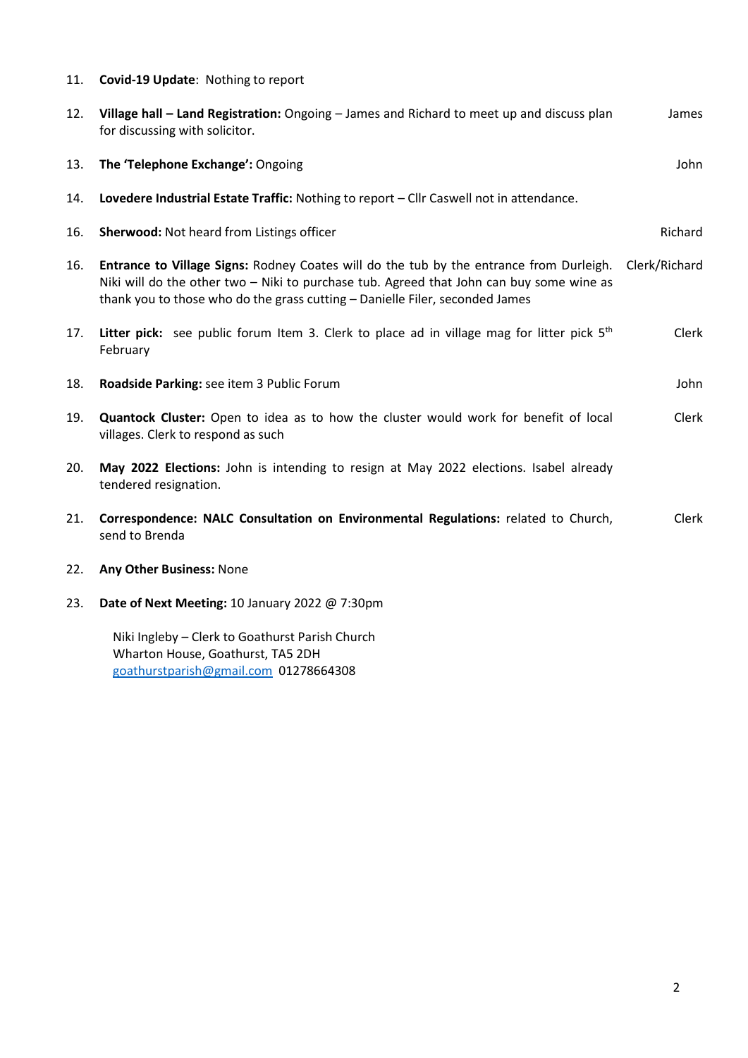11. **Covid-19 Update**: Nothing to report

12. **Village hall – Land Registration:** Ongoing – James and Richard to meet up and discuss plan for discussing with solicitor. — James

13. **The 'Telephone Exchange':** Ongoing — John

14. **Lovedere Industrial Estate Traffic:** Nothing to report – Cllr Caswell not in attendance.

16. **Sherwood:** Not heard from Listings officer — Richard

16. **Entrance to Village Signs:** Rodney Coates will do the tub by the entrance from Durleigh. Niki will do the other two – Niki to purchase tub. Agreed that John can buy some wine as thank you to those who do the grass cutting – Danielle Filer, seconded James — Clerk/Richard

17. **Litter pick:** see public forum Item 3. Clerk to place ad in village mag for litter pick 5th February — Clerk

18. **Roadside Parking:** see item 3 Public Forum — John

19. **Quantock Cluster:** Open to idea as to how the cluster would work for benefit of local villages. Clerk to respond as such — Clerk

20. **May 2022 Elections:** John is intending to resign at May 2022 elections. Isabel already tendered resignation.

21. **Correspondence: NALC Consultation on Environmental Regulations:** related to Church, send to Brenda — Clerk

22. **Any Other Business:** None

23. **Date of Next Meeting:** 10 January 2022 @ 7:30pm

Niki Ingleby – Clerk to Goathurst Parish Church
Wharton House, Goathurst, TA5 2DH
goathurstparish@gmail.com 01278664308